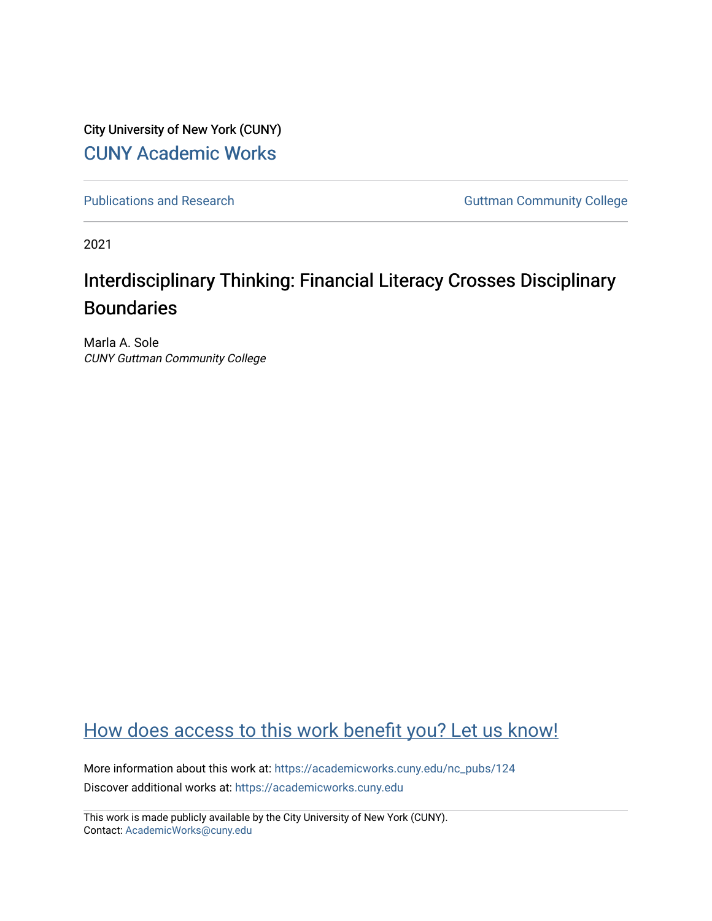City University of New York (CUNY)

CUNY Academic Works

Publications and Research

Guttman Community College

2021

# Interdisciplinary Thinking: Financial Literacy Crosses Disciplinary Boundaries

Marla A. Sole

*CUNY Guttman Community College*

How does access to this work benefit you? Let us know!

More information about this work at: https://academicworks.cuny.edu/nc_pubs/124

Discover additional works at: https://academicworks.cuny.edu

This work is made publicly available by the City University of New York (CUNY).
Contact: AcademicWorks@cuny.edu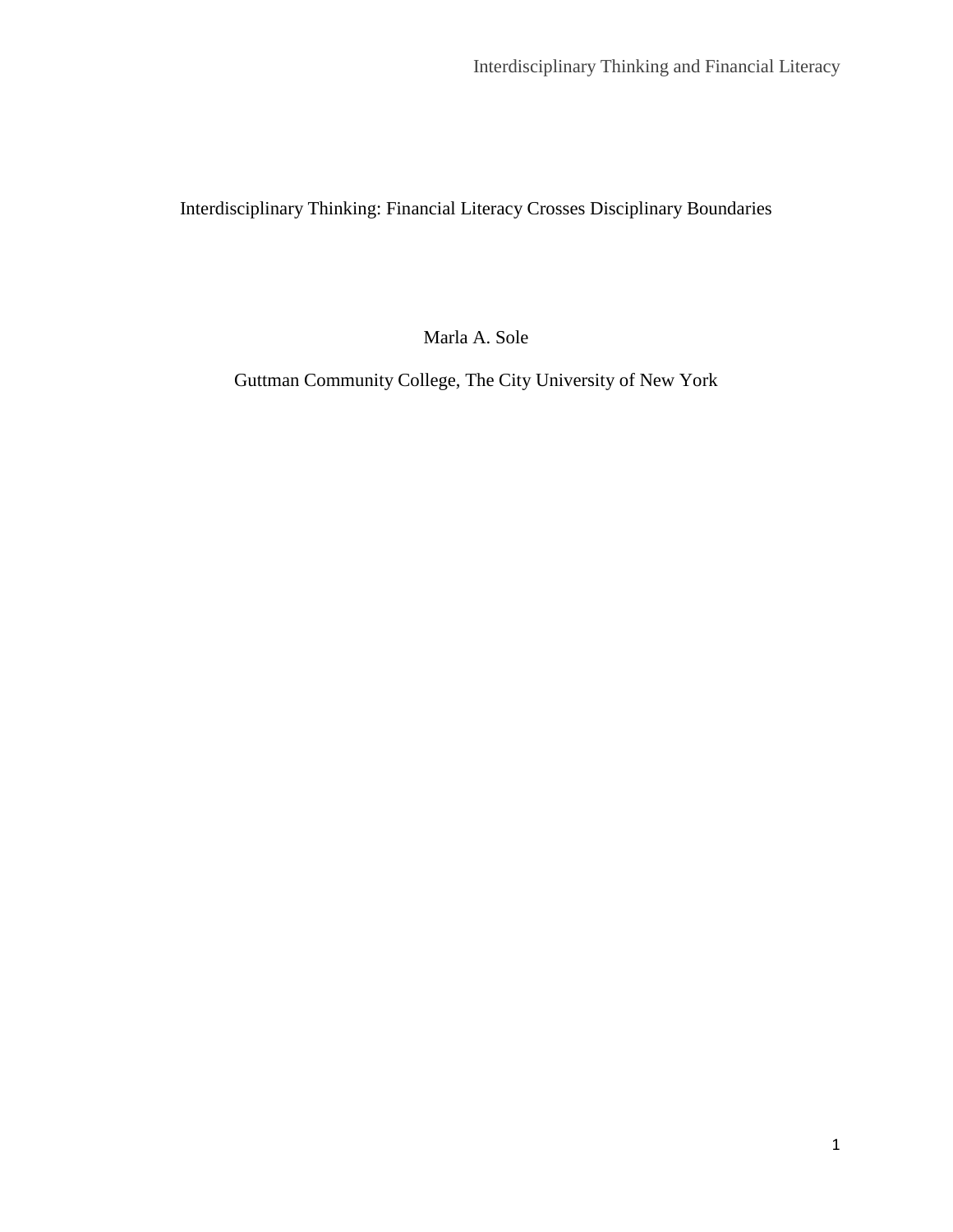# Interdisciplinary Thinking: Financial Literacy Crosses Disciplinary Boundaries

Marla A. Sole

Guttman Community College, The City University of New York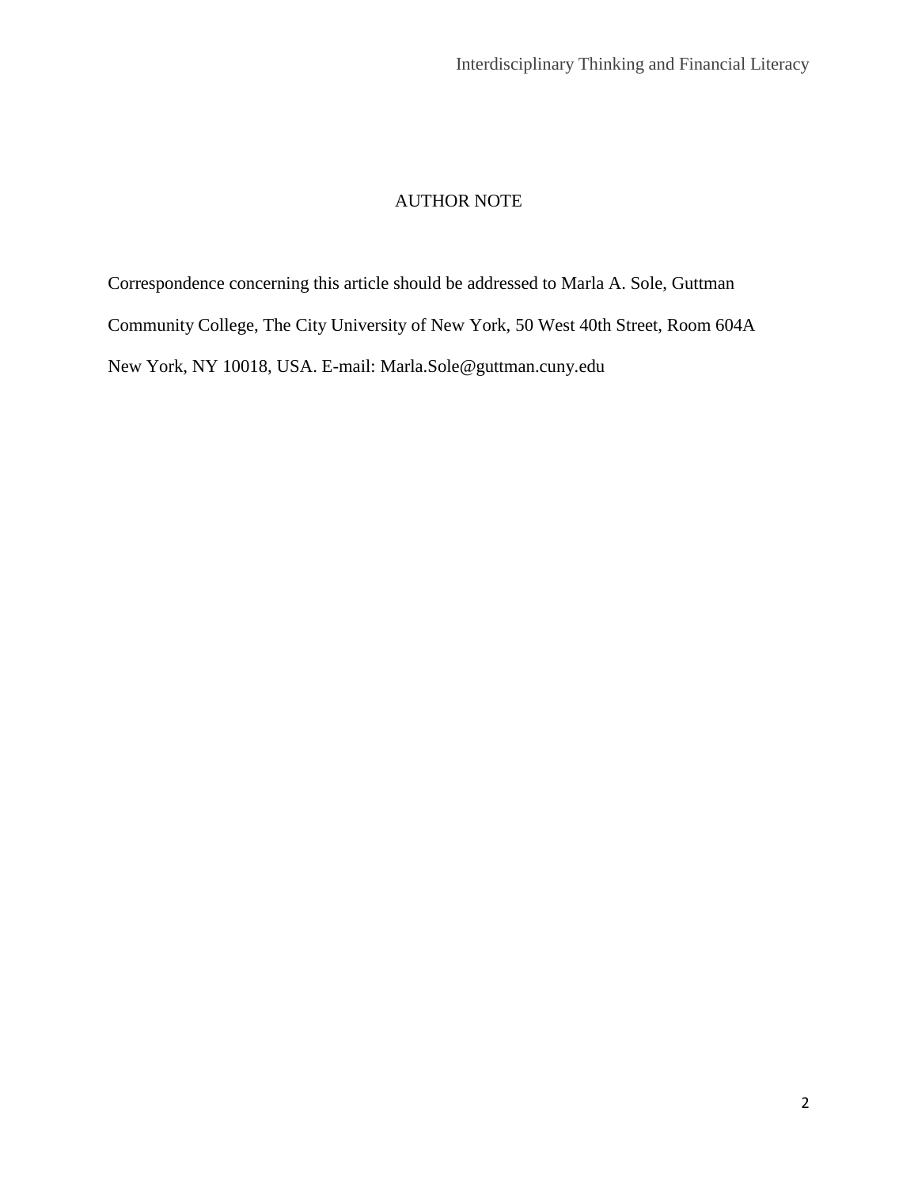# AUTHOR NOTE

Correspondence concerning this article should be addressed to Marla A. Sole, Guttman Community College, The City University of New York, 50 West 40th Street, Room 604A New York, NY 10018, USA. E-mail: Marla.Sole@guttman.cuny.edu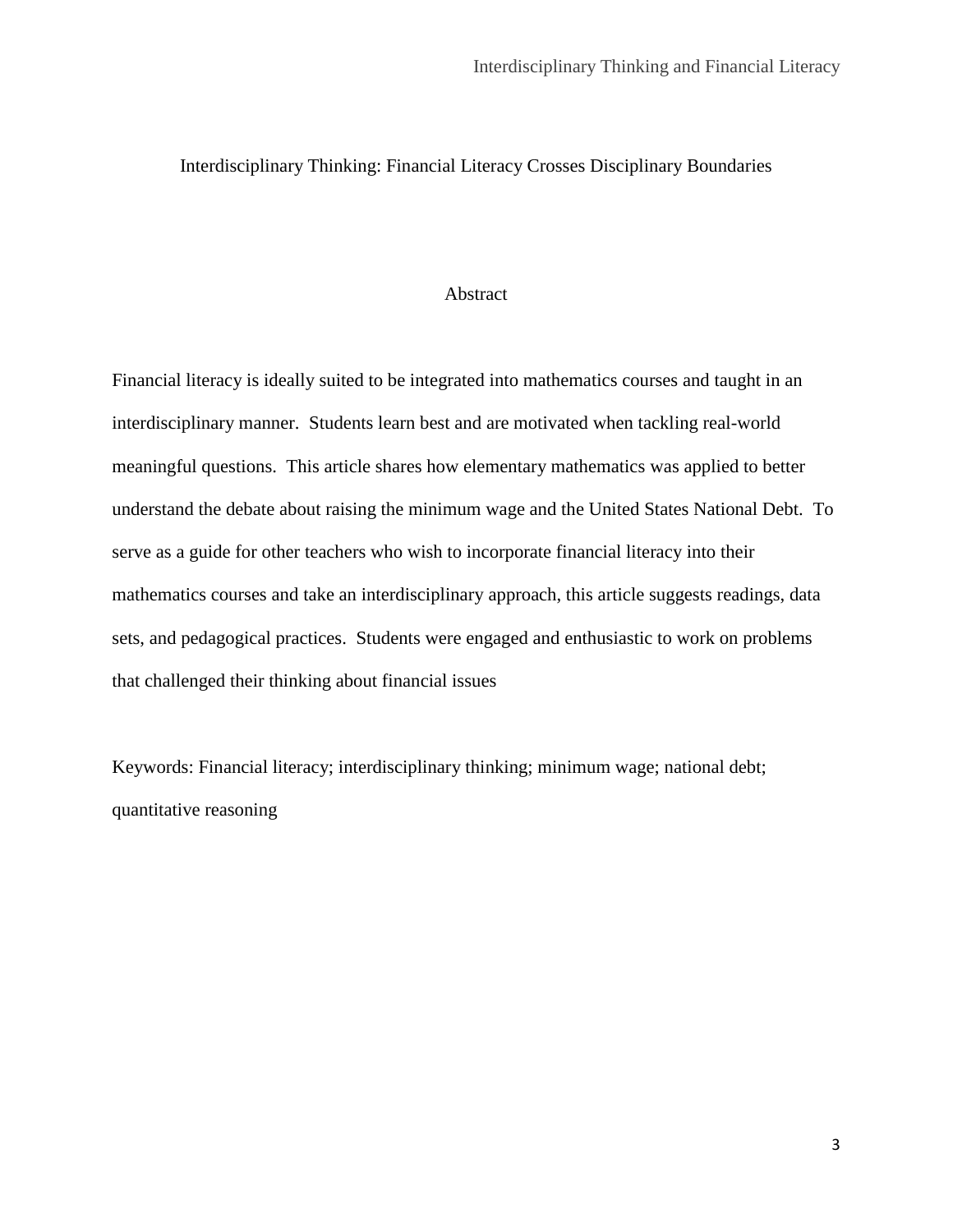# Interdisciplinary Thinking: Financial Literacy Crosses Disciplinary Boundaries

## Abstract

Financial literacy is ideally suited to be integrated into mathematics courses and taught in an interdisciplinary manner. Students learn best and are motivated when tackling real-world meaningful questions. This article shares how elementary mathematics was applied to better understand the debate about raising the minimum wage and the United States National Debt. To serve as a guide for other teachers who wish to incorporate financial literacy into their mathematics courses and take an interdisciplinary approach, this article suggests readings, data sets, and pedagogical practices. Students were engaged and enthusiastic to work on problems that challenged their thinking about financial issues

Keywords: Financial literacy; interdisciplinary thinking; minimum wage; national debt; quantitative reasoning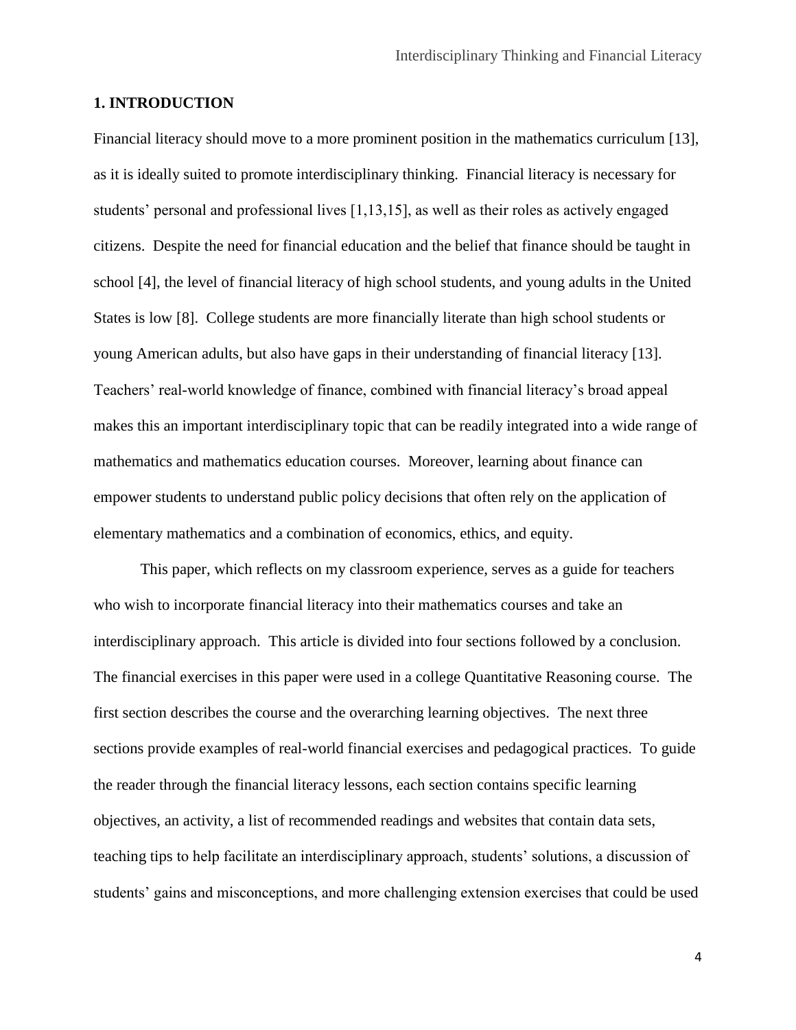## 1. INTRODUCTION

Financial literacy should move to a more prominent position in the mathematics curriculum [13], as it is ideally suited to promote interdisciplinary thinking. Financial literacy is necessary for students' personal and professional lives [1,13,15], as well as their roles as actively engaged citizens. Despite the need for financial education and the belief that finance should be taught in school [4], the level of financial literacy of high school students, and young adults in the United States is low [8]. College students are more financially literate than high school students or young American adults, but also have gaps in their understanding of financial literacy [13]. Teachers' real-world knowledge of finance, combined with financial literacy's broad appeal makes this an important interdisciplinary topic that can be readily integrated into a wide range of mathematics and mathematics education courses. Moreover, learning about finance can empower students to understand public policy decisions that often rely on the application of elementary mathematics and a combination of economics, ethics, and equity.

This paper, which reflects on my classroom experience, serves as a guide for teachers who wish to incorporate financial literacy into their mathematics courses and take an interdisciplinary approach. This article is divided into four sections followed by a conclusion. The financial exercises in this paper were used in a college Quantitative Reasoning course. The first section describes the course and the overarching learning objectives. The next three sections provide examples of real-world financial exercises and pedagogical practices. To guide the reader through the financial literacy lessons, each section contains specific learning objectives, an activity, a list of recommended readings and websites that contain data sets, teaching tips to help facilitate an interdisciplinary approach, students' solutions, a discussion of students' gains and misconceptions, and more challenging extension exercises that could be used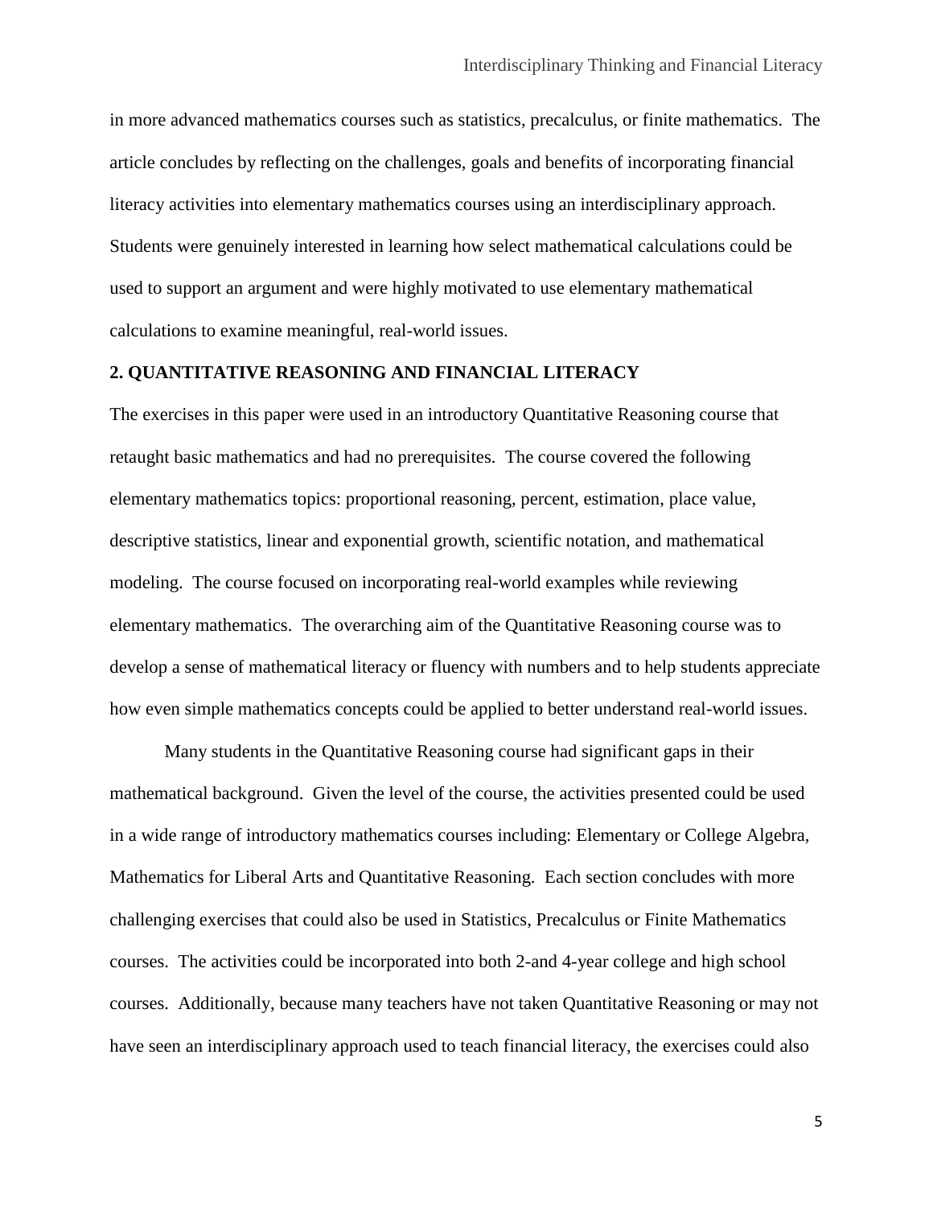in more advanced mathematics courses such as statistics, precalculus, or finite mathematics. The article concludes by reflecting on the challenges, goals and benefits of incorporating financial literacy activities into elementary mathematics courses using an interdisciplinary approach. Students were genuinely interested in learning how select mathematical calculations could be used to support an argument and were highly motivated to use elementary mathematical calculations to examine meaningful, real-world issues.

## 2. QUANTITATIVE REASONING AND FINANCIAL LITERACY

The exercises in this paper were used in an introductory Quantitative Reasoning course that retaught basic mathematics and had no prerequisites. The course covered the following elementary mathematics topics: proportional reasoning, percent, estimation, place value, descriptive statistics, linear and exponential growth, scientific notation, and mathematical modeling. The course focused on incorporating real-world examples while reviewing elementary mathematics. The overarching aim of the Quantitative Reasoning course was to develop a sense of mathematical literacy or fluency with numbers and to help students appreciate how even simple mathematics concepts could be applied to better understand real-world issues.

Many students in the Quantitative Reasoning course had significant gaps in their mathematical background. Given the level of the course, the activities presented could be used in a wide range of introductory mathematics courses including: Elementary or College Algebra, Mathematics for Liberal Arts and Quantitative Reasoning. Each section concludes with more challenging exercises that could also be used in Statistics, Precalculus or Finite Mathematics courses. The activities could be incorporated into both 2-and 4-year college and high school courses. Additionally, because many teachers have not taken Quantitative Reasoning or may not have seen an interdisciplinary approach used to teach financial literacy, the exercises could also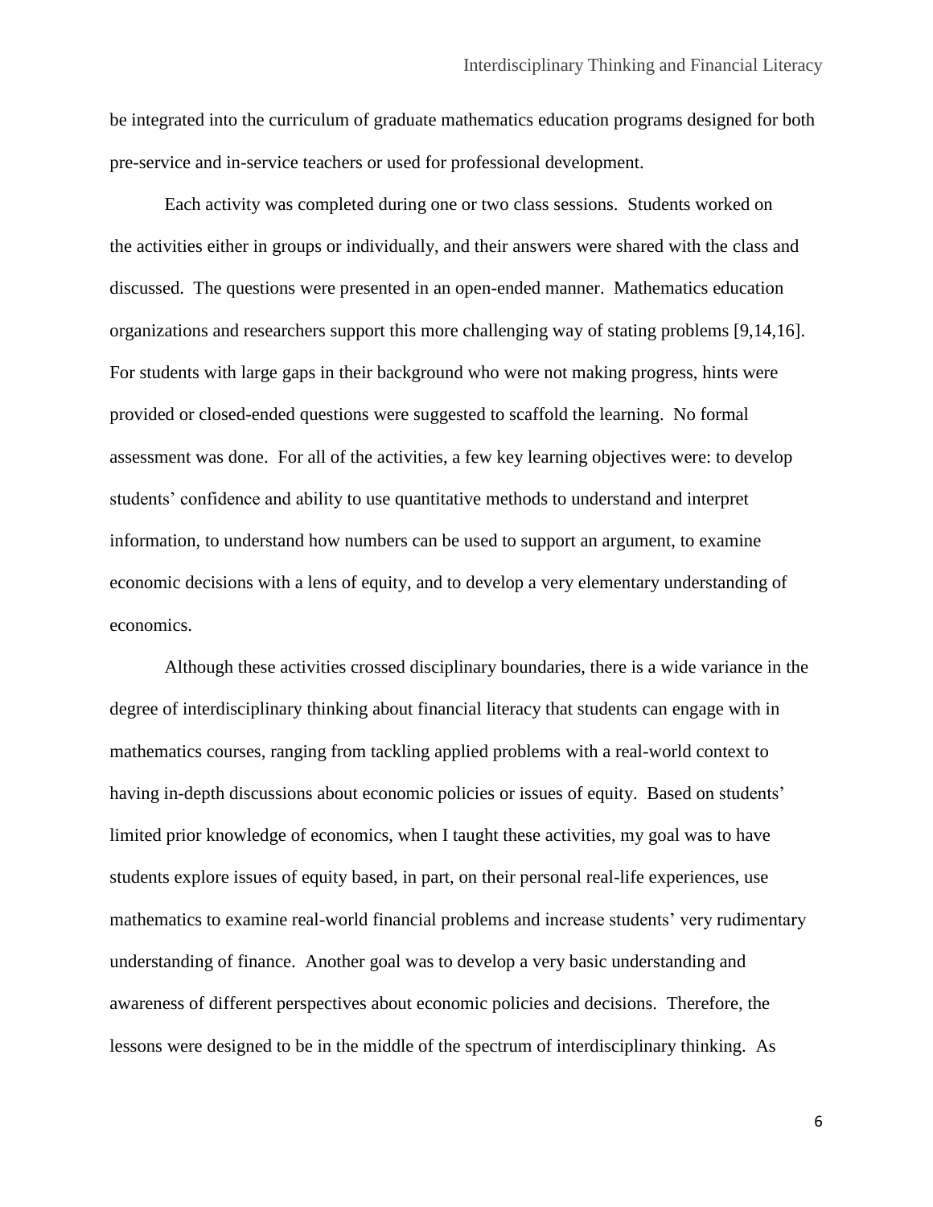be integrated into the curriculum of graduate mathematics education programs designed for both pre-service and in-service teachers or used for professional development.

Each activity was completed during one or two class sessions. Students worked on the activities either in groups or individually, and their answers were shared with the class and discussed. The questions were presented in an open-ended manner. Mathematics education organizations and researchers support this more challenging way of stating problems [9,14,16]. For students with large gaps in their background who were not making progress, hints were provided or closed-ended questions were suggested to scaffold the learning. No formal assessment was done. For all of the activities, a few key learning objectives were: to develop students' confidence and ability to use quantitative methods to understand and interpret information, to understand how numbers can be used to support an argument, to examine economic decisions with a lens of equity, and to develop a very elementary understanding of economics.

Although these activities crossed disciplinary boundaries, there is a wide variance in the degree of interdisciplinary thinking about financial literacy that students can engage with in mathematics courses, ranging from tackling applied problems with a real-world context to having in-depth discussions about economic policies or issues of equity. Based on students' limited prior knowledge of economics, when I taught these activities, my goal was to have students explore issues of equity based, in part, on their personal real-life experiences, use mathematics to examine real-world financial problems and increase students' very rudimentary understanding of finance. Another goal was to develop a very basic understanding and awareness of different perspectives about economic policies and decisions. Therefore, the lessons were designed to be in the middle of the spectrum of interdisciplinary thinking. As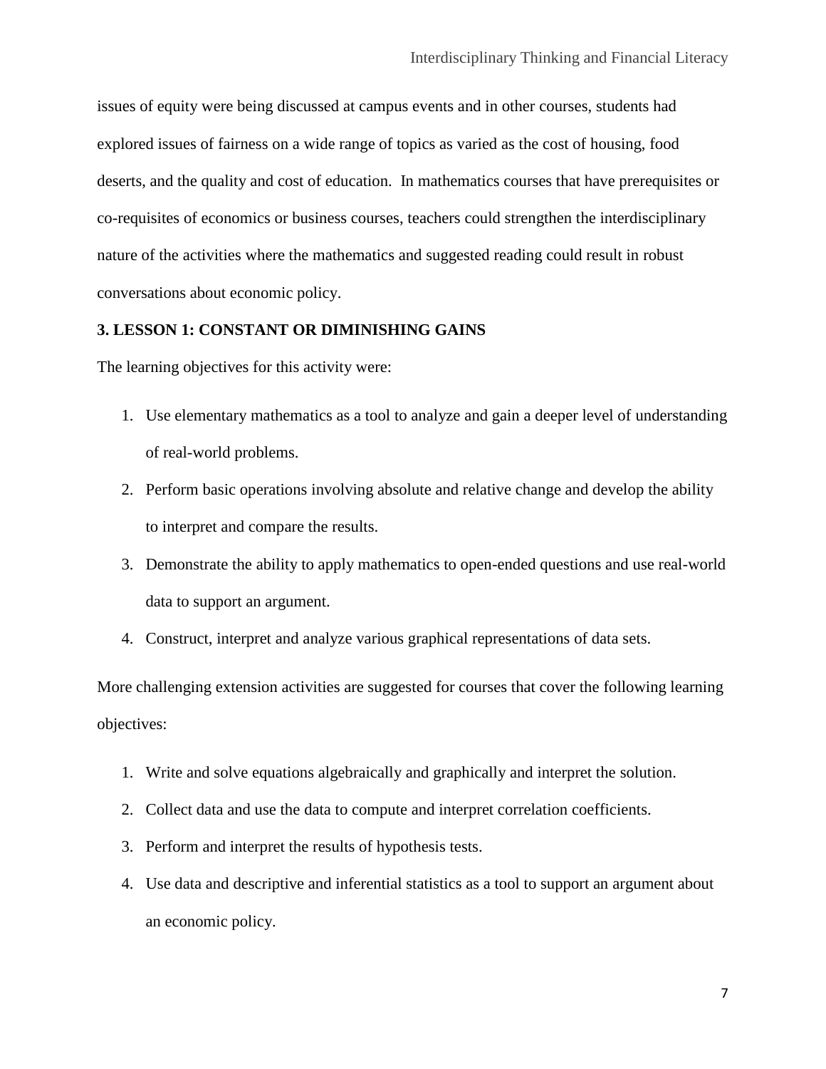issues of equity were being discussed at campus events and in other courses, students had explored issues of fairness on a wide range of topics as varied as the cost of housing, food deserts, and the quality and cost of education. In mathematics courses that have prerequisites or co-requisites of economics or business courses, teachers could strengthen the interdisciplinary nature of the activities where the mathematics and suggested reading could result in robust conversations about economic policy.

## 3. LESSON 1: CONSTANT OR DIMINISHING GAINS

The learning objectives for this activity were:

1. Use elementary mathematics as a tool to analyze and gain a deeper level of understanding of real-world problems.
2. Perform basic operations involving absolute and relative change and develop the ability to interpret and compare the results.
3. Demonstrate the ability to apply mathematics to open-ended questions and use real-world data to support an argument.
4. Construct, interpret and analyze various graphical representations of data sets.

More challenging extension activities are suggested for courses that cover the following learning objectives:

1. Write and solve equations algebraically and graphically and interpret the solution.
2. Collect data and use the data to compute and interpret correlation coefficients.
3. Perform and interpret the results of hypothesis tests.
4. Use data and descriptive and inferential statistics as a tool to support an argument about an economic policy.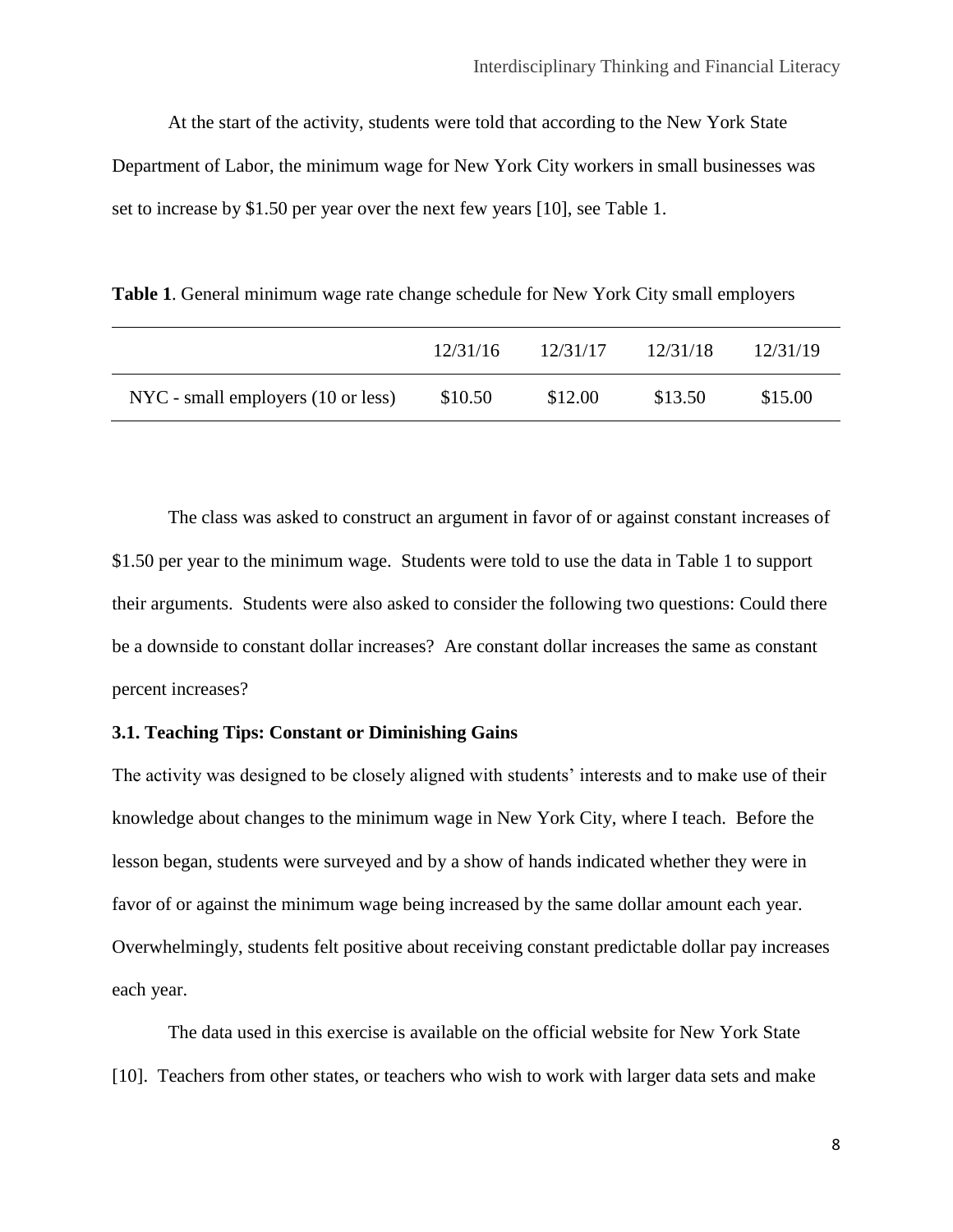At the start of the activity, students were told that according to the New York State Department of Labor, the minimum wage for New York City workers in small businesses was set to increase by $1.50 per year over the next few years [10], see Table 1.

**Table 1**. General minimum wage rate change schedule for New York City small employers

| | 12/31/16 | 12/31/17 | 12/31/18 | 12/31/19 |
|---|---|---|---|---|
| NYC - small employers (10 or less) | $10.50 | $12.00 | $13.50 | $15.00 |

The class was asked to construct an argument in favor of or against constant increases of $1.50 per year to the minimum wage. Students were told to use the data in Table 1 to support their arguments. Students were also asked to consider the following two questions: Could there be a downside to constant dollar increases? Are constant dollar increases the same as constant percent increases?

### 3.1. Teaching Tips: Constant or Diminishing Gains

The activity was designed to be closely aligned with students' interests and to make use of their knowledge about changes to the minimum wage in New York City, where I teach. Before the lesson began, students were surveyed and by a show of hands indicated whether they were in favor of or against the minimum wage being increased by the same dollar amount each year. Overwhelmingly, students felt positive about receiving constant predictable dollar pay increases each year.

The data used in this exercise is available on the official website for New York State [10]. Teachers from other states, or teachers who wish to work with larger data sets and make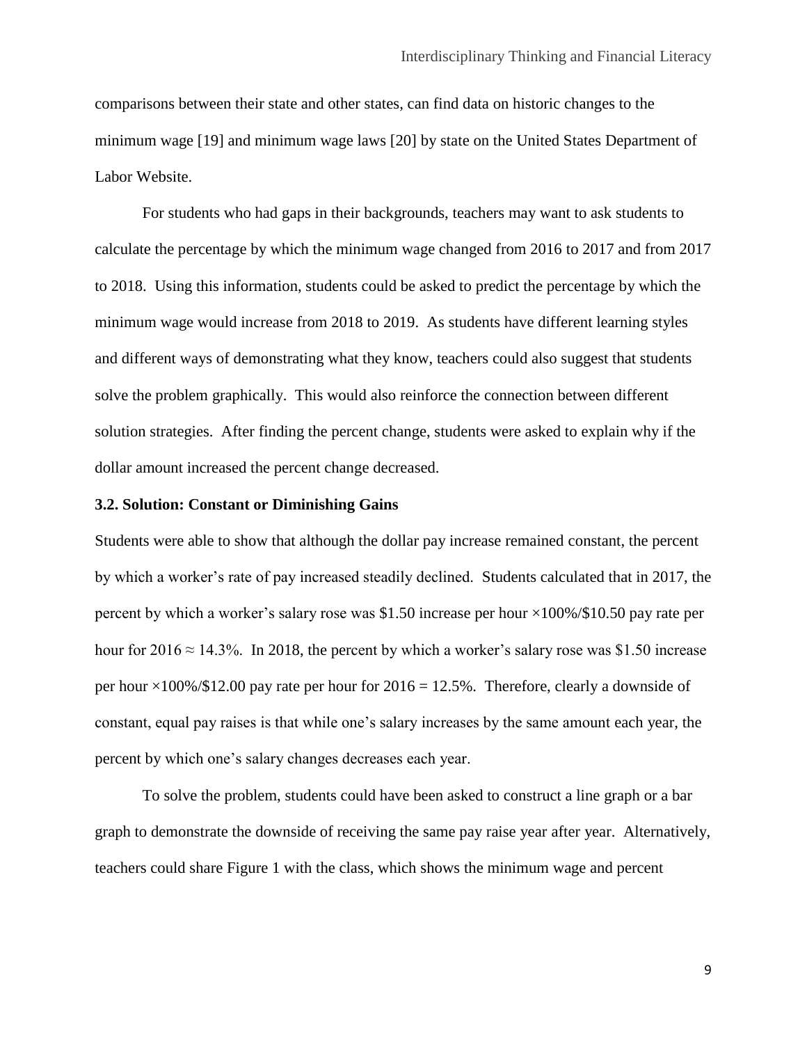comparisons between their state and other states, can find data on historic changes to the minimum wage [19] and minimum wage laws [20] by state on the United States Department of Labor Website.

For students who had gaps in their backgrounds, teachers may want to ask students to calculate the percentage by which the minimum wage changed from 2016 to 2017 and from 2017 to 2018. Using this information, students could be asked to predict the percentage by which the minimum wage would increase from 2018 to 2019. As students have different learning styles and different ways of demonstrating what they know, teachers could also suggest that students solve the problem graphically. This would also reinforce the connection between different solution strategies. After finding the percent change, students were asked to explain why if the dollar amount increased the percent change decreased.

### 3.2. Solution: Constant or Diminishing Gains

Students were able to show that although the dollar pay increase remained constant, the percent by which a worker's rate of pay increased steadily declined. Students calculated that in 2017, the percent by which a worker's salary rose was \$1.50 increase per hour $\times 100\%$/\$10.50 pay rate per hour for 2016 $\approx$ 14.3%. In 2018, the percent by which a worker's salary rose was \$1.50 increase per hour $\times 100\%$/\$12.00 pay rate per hour for 2016 = 12.5%. Therefore, clearly a downside of constant, equal pay raises is that while one's salary increases by the same amount each year, the percent by which one's salary changes decreases each year.

To solve the problem, students could have been asked to construct a line graph or a bar graph to demonstrate the downside of receiving the same pay raise year after year. Alternatively, teachers could share Figure 1 with the class, which shows the minimum wage and percent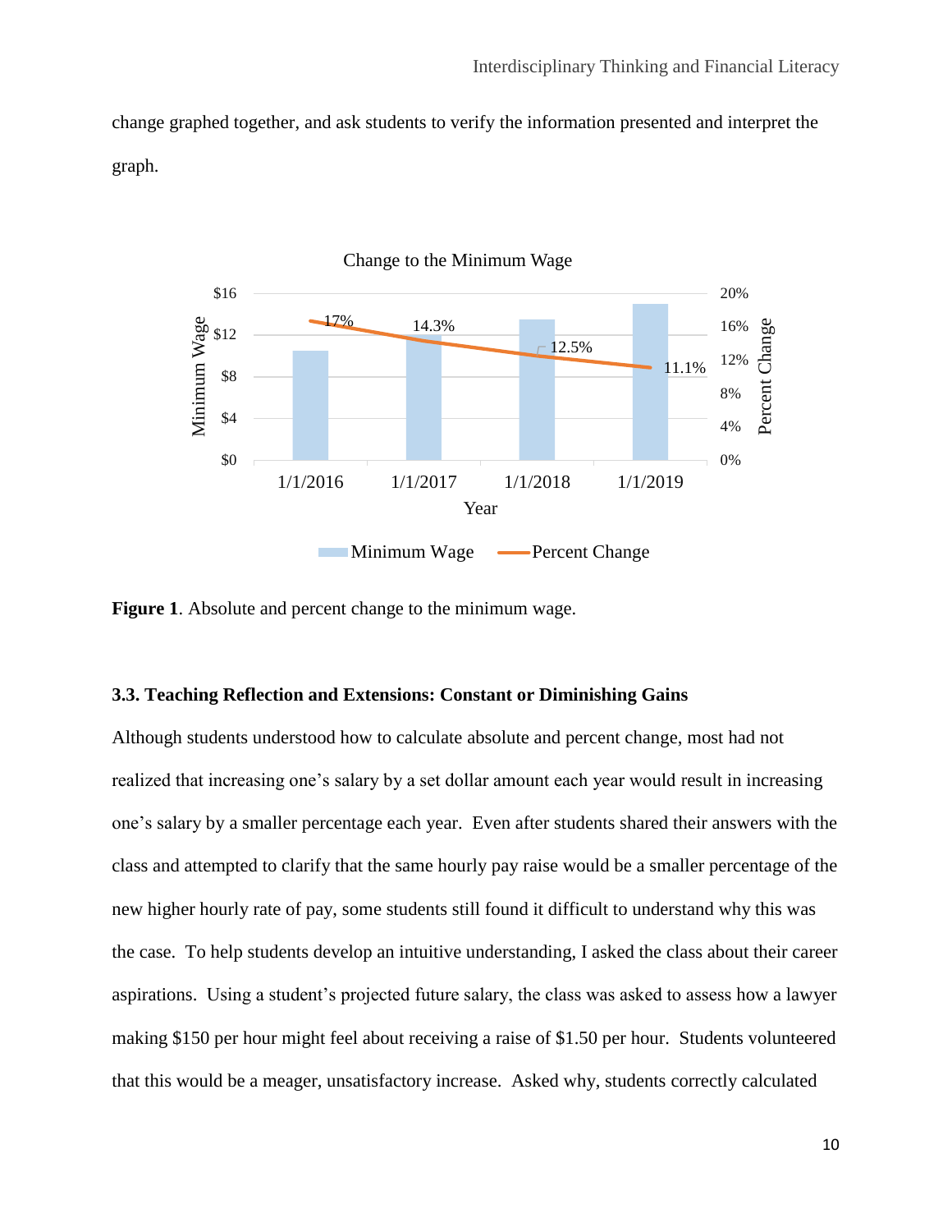change graphed together, and ask students to verify the information presented and interpret the graph.

Figure 1. Absolute and percent change to the minimum wage.

### 3.3. Teaching Reflection and Extensions: Constant or Diminishing Gains

Although students understood how to calculate absolute and percent change, most had not realized that increasing one's salary by a set dollar amount each year would result in increasing one's salary by a smaller percentage each year. Even after students shared their answers with the class and attempted to clarify that the same hourly pay raise would be a smaller percentage of the new higher hourly rate of pay, some students still found it difficult to understand why this was the case. To help students develop an intuitive understanding, I asked the class about their career aspirations. Using a student's projected future salary, the class was asked to assess how a lawyer making \$150 per hour might feel about receiving a raise of \$1.50 per hour. Students volunteered that this would be a meager, unsatisfactory increase. Asked why, students correctly calculated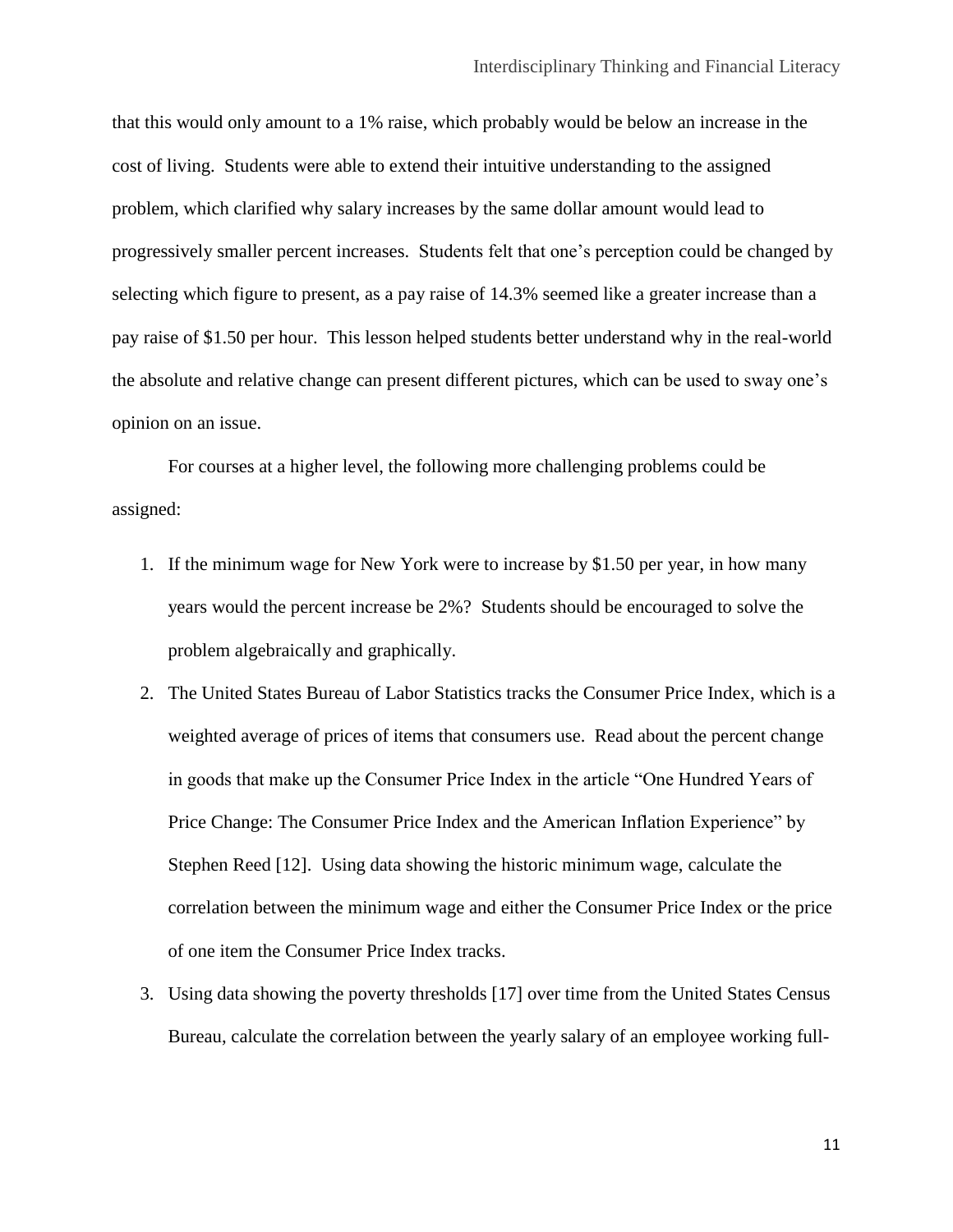that this would only amount to a 1% raise, which probably would be below an increase in the cost of living. Students were able to extend their intuitive understanding to the assigned problem, which clarified why salary increases by the same dollar amount would lead to progressively smaller percent increases. Students felt that one's perception could be changed by selecting which figure to present, as a pay raise of 14.3% seemed like a greater increase than a pay raise of $1.50 per hour. This lesson helped students better understand why in the real-world the absolute and relative change can present different pictures, which can be used to sway one's opinion on an issue.

For courses at a higher level, the following more challenging problems could be assigned:

1. If the minimum wage for New York were to increase by $1.50 per year, in how many years would the percent increase be 2%? Students should be encouraged to solve the problem algebraically and graphically.
2. The United States Bureau of Labor Statistics tracks the Consumer Price Index, which is a weighted average of prices of items that consumers use. Read about the percent change in goods that make up the Consumer Price Index in the article "One Hundred Years of Price Change: The Consumer Price Index and the American Inflation Experience" by Stephen Reed [12]. Using data showing the historic minimum wage, calculate the correlation between the minimum wage and either the Consumer Price Index or the price of one item the Consumer Price Index tracks.
3. Using data showing the poverty thresholds [17] over time from the United States Census Bureau, calculate the correlation between the yearly salary of an employee working full-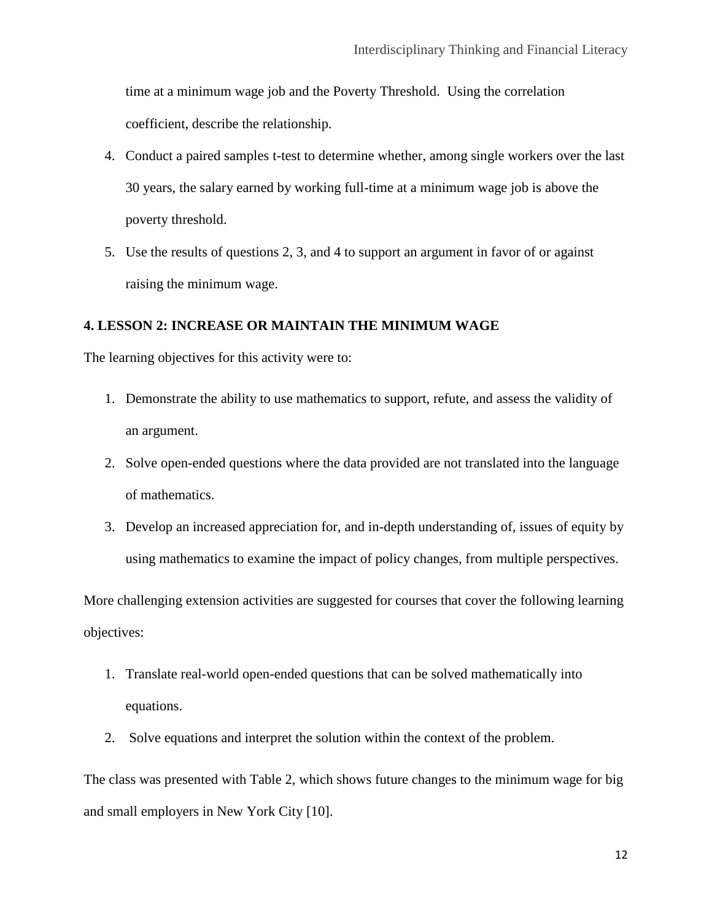time at a minimum wage job and the Poverty Threshold. Using the correlation coefficient, describe the relationship.

4. Conduct a paired samples t-test to determine whether, among single workers over the last 30 years, the salary earned by working full-time at a minimum wage job is above the poverty threshold.
5. Use the results of questions 2, 3, and 4 to support an argument in favor of or against raising the minimum wage.

## 4. LESSON 2: INCREASE OR MAINTAIN THE MINIMUM WAGE

The learning objectives for this activity were to:

1. Demonstrate the ability to use mathematics to support, refute, and assess the validity of an argument.
2. Solve open-ended questions where the data provided are not translated into the language of mathematics.
3. Develop an increased appreciation for, and in-depth understanding of, issues of equity by using mathematics to examine the impact of policy changes, from multiple perspectives.

More challenging extension activities are suggested for courses that cover the following learning objectives:

1. Translate real-world open-ended questions that can be solved mathematically into equations.
2. Solve equations and interpret the solution within the context of the problem.

The class was presented with Table 2, which shows future changes to the minimum wage for big and small employers in New York City [10].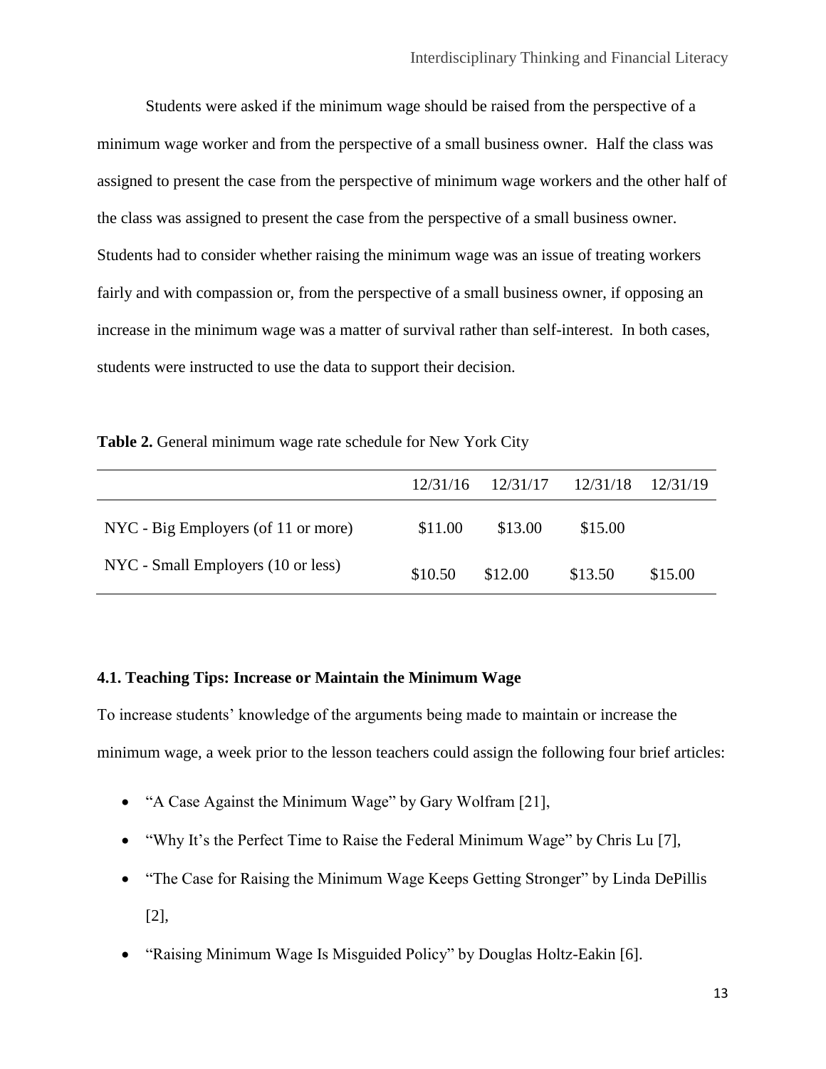Students were asked if the minimum wage should be raised from the perspective of a minimum wage worker and from the perspective of a small business owner. Half the class was assigned to present the case from the perspective of minimum wage workers and the other half of the class was assigned to present the case from the perspective of a small business owner. Students had to consider whether raising the minimum wage was an issue of treating workers fairly and with compassion or, from the perspective of a small business owner, if opposing an increase in the minimum wage was a matter of survival rather than self-interest. In both cases, students were instructed to use the data to support their decision.

**Table 2.** General minimum wage rate schedule for New York City

| | 12/31/16 | 12/31/17 | 12/31/18 | 12/31/19 |
|---|---|---|---|---|
| NYC - Big Employers (of 11 or more) | $11.00 | $13.00 | $15.00 | |
| NYC - Small Employers (10 or less) | $10.50 | $12.00 | $13.50 | $15.00 |

### 4.1. Teaching Tips: Increase or Maintain the Minimum Wage

To increase students' knowledge of the arguments being made to maintain or increase the minimum wage, a week prior to the lesson teachers could assign the following four brief articles:

- "A Case Against the Minimum Wage" by Gary Wolfram [21],
- "Why It's the Perfect Time to Raise the Federal Minimum Wage" by Chris Lu [7],
- "The Case for Raising the Minimum Wage Keeps Getting Stronger" by Linda DePillis [2],
- "Raising Minimum Wage Is Misguided Policy" by Douglas Holtz-Eakin [6].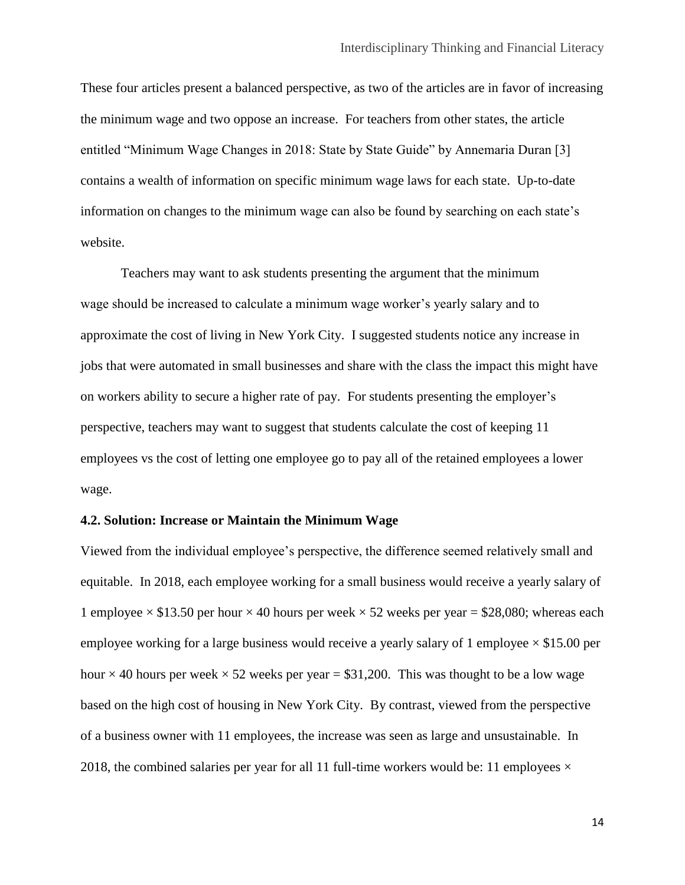These four articles present a balanced perspective, as two of the articles are in favor of increasing the minimum wage and two oppose an increase. For teachers from other states, the article entitled "Minimum Wage Changes in 2018: State by State Guide" by Annemaria Duran [3] contains a wealth of information on specific minimum wage laws for each state. Up-to-date information on changes to the minimum wage can also be found by searching on each state's website.

Teachers may want to ask students presenting the argument that the minimum wage should be increased to calculate a minimum wage worker's yearly salary and to approximate the cost of living in New York City. I suggested students notice any increase in jobs that were automated in small businesses and share with the class the impact this might have on workers ability to secure a higher rate of pay. For students presenting the employer's perspective, teachers may want to suggest that students calculate the cost of keeping 11 employees vs the cost of letting one employee go to pay all of the retained employees a lower wage.

### 4.2. Solution: Increase or Maintain the Minimum Wage

Viewed from the individual employee's perspective, the difference seemed relatively small and equitable. In 2018, each employee working for a small business would receive a yearly salary of 1 employee × \$13.50 per hour × 40 hours per week × 52 weeks per year = \$28,080; whereas each employee working for a large business would receive a yearly salary of 1 employee × \$15.00 per hour × 40 hours per week × 52 weeks per year = \$31,200. This was thought to be a low wage based on the high cost of housing in New York City. By contrast, viewed from the perspective of a business owner with 11 employees, the increase was seen as large and unsustainable. In 2018, the combined salaries per year for all 11 full-time workers would be: 11 employees ×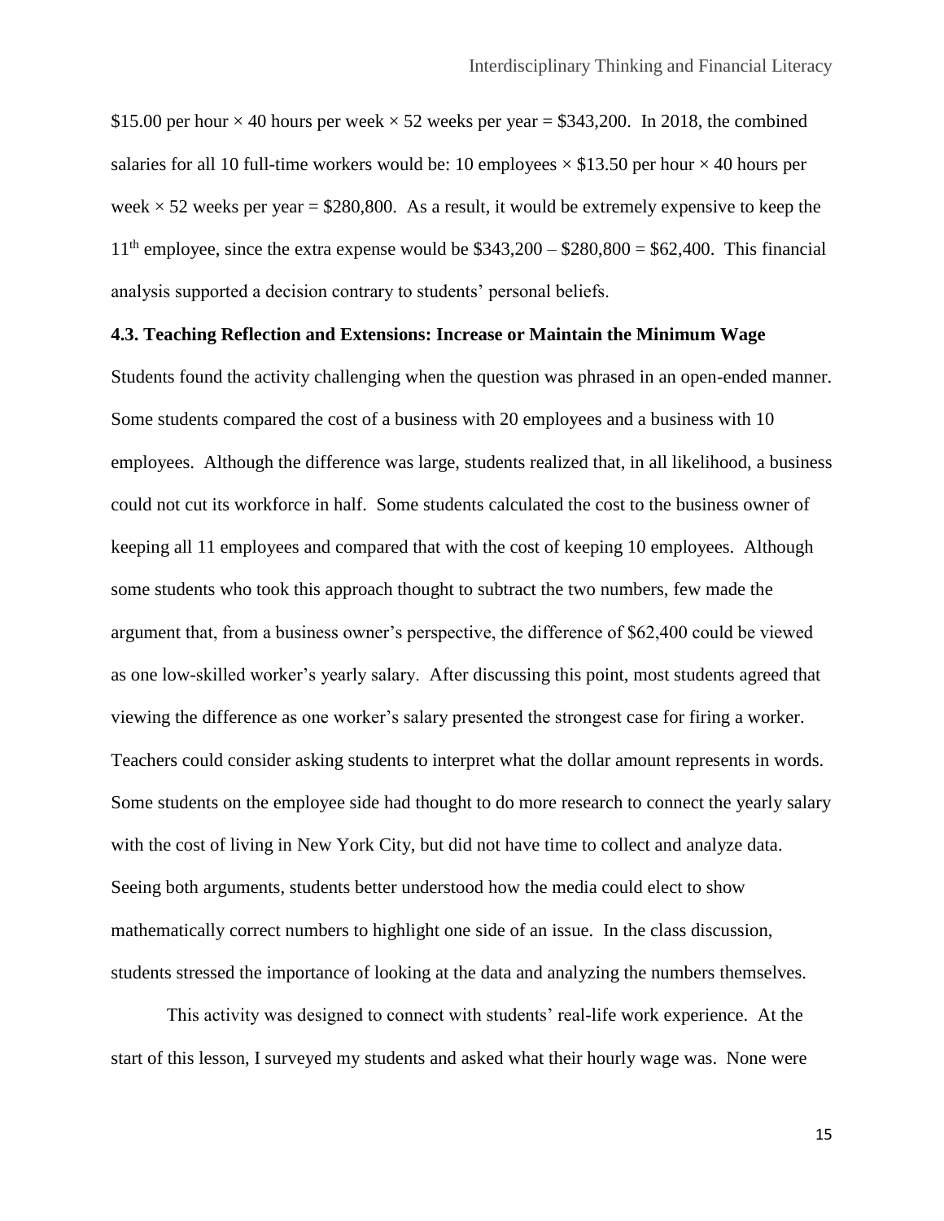$15.00 per hour × 40 hours per week × 52 weeks per year = $343,200. In 2018, the combined salaries for all 10 full-time workers would be: 10 employees × $13.50 per hour × 40 hours per week × 52 weeks per year = $280,800. As a result, it would be extremely expensive to keep the 11th employee, since the extra expense would be $343,200 – $280,800 = $62,400. This financial analysis supported a decision contrary to students' personal beliefs.

### 4.3. Teaching Reflection and Extensions: Increase or Maintain the Minimum Wage

Students found the activity challenging when the question was phrased in an open-ended manner. Some students compared the cost of a business with 20 employees and a business with 10 employees. Although the difference was large, students realized that, in all likelihood, a business could not cut its workforce in half. Some students calculated the cost to the business owner of keeping all 11 employees and compared that with the cost of keeping 10 employees. Although some students who took this approach thought to subtract the two numbers, few made the argument that, from a business owner's perspective, the difference of $62,400 could be viewed as one low-skilled worker's yearly salary. After discussing this point, most students agreed that viewing the difference as one worker's salary presented the strongest case for firing a worker. Teachers could consider asking students to interpret what the dollar amount represents in words. Some students on the employee side had thought to do more research to connect the yearly salary with the cost of living in New York City, but did not have time to collect and analyze data. Seeing both arguments, students better understood how the media could elect to show mathematically correct numbers to highlight one side of an issue. In the class discussion, students stressed the importance of looking at the data and analyzing the numbers themselves.

This activity was designed to connect with students' real-life work experience. At the start of this lesson, I surveyed my students and asked what their hourly wage was. None were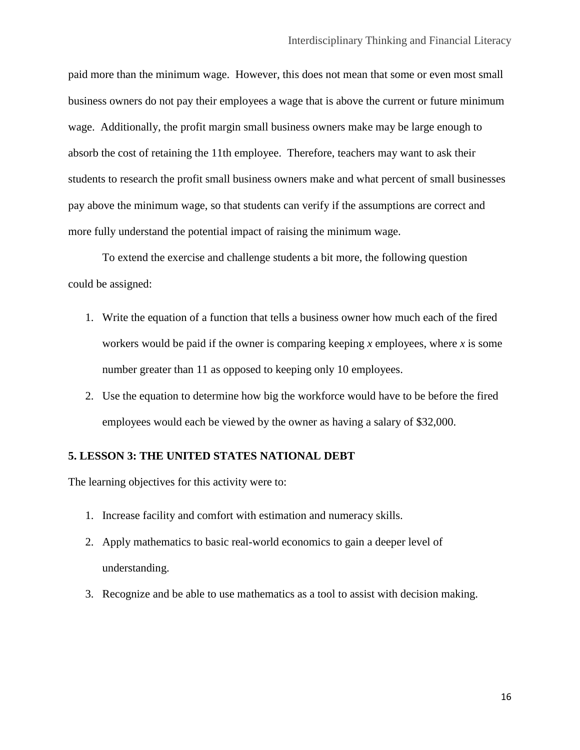paid more than the minimum wage. However, this does not mean that some or even most small business owners do not pay their employees a wage that is above the current or future minimum wage. Additionally, the profit margin small business owners make may be large enough to absorb the cost of retaining the 11th employee. Therefore, teachers may want to ask their students to research the profit small business owners make and what percent of small businesses pay above the minimum wage, so that students can verify if the assumptions are correct and more fully understand the potential impact of raising the minimum wage.

To extend the exercise and challenge students a bit more, the following question could be assigned:

1. Write the equation of a function that tells a business owner how much each of the fired workers would be paid if the owner is comparing keeping $x$ employees, where $x$ is some number greater than 11 as opposed to keeping only 10 employees.
2. Use the equation to determine how big the workforce would have to be before the fired employees would each be viewed by the owner as having a salary of $32,000.

## 5. LESSON 3: THE UNITED STATES NATIONAL DEBT

The learning objectives for this activity were to:

1. Increase facility and comfort with estimation and numeracy skills.
2. Apply mathematics to basic real-world economics to gain a deeper level of understanding.
3. Recognize and be able to use mathematics as a tool to assist with decision making.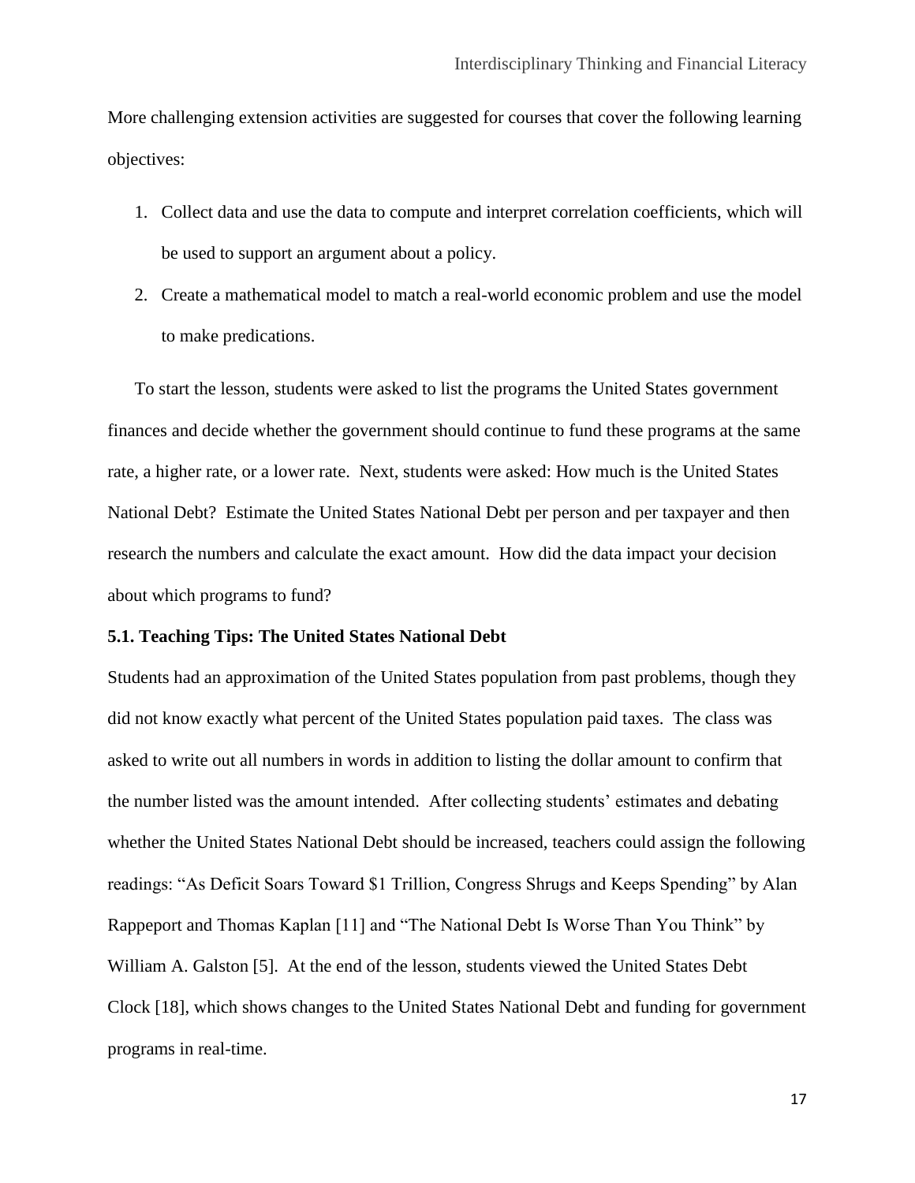More challenging extension activities are suggested for courses that cover the following learning objectives:

1. Collect data and use the data to compute and interpret correlation coefficients, which will be used to support an argument about a policy.
2. Create a mathematical model to match a real-world economic problem and use the model to make predications.

To start the lesson, students were asked to list the programs the United States government finances and decide whether the government should continue to fund these programs at the same rate, a higher rate, or a lower rate. Next, students were asked: How much is the United States National Debt? Estimate the United States National Debt per person and per taxpayer and then research the numbers and calculate the exact amount. How did the data impact your decision about which programs to fund?

### 5.1. Teaching Tips: The United States National Debt

Students had an approximation of the United States population from past problems, though they did not know exactly what percent of the United States population paid taxes. The class was asked to write out all numbers in words in addition to listing the dollar amount to confirm that the number listed was the amount intended. After collecting students' estimates and debating whether the United States National Debt should be increased, teachers could assign the following readings: "As Deficit Soars Toward $1 Trillion, Congress Shrugs and Keeps Spending" by Alan Rappeport and Thomas Kaplan [11] and "The National Debt Is Worse Than You Think" by William A. Galston [5]. At the end of the lesson, students viewed the United States Debt Clock [18], which shows changes to the United States National Debt and funding for government programs in real-time.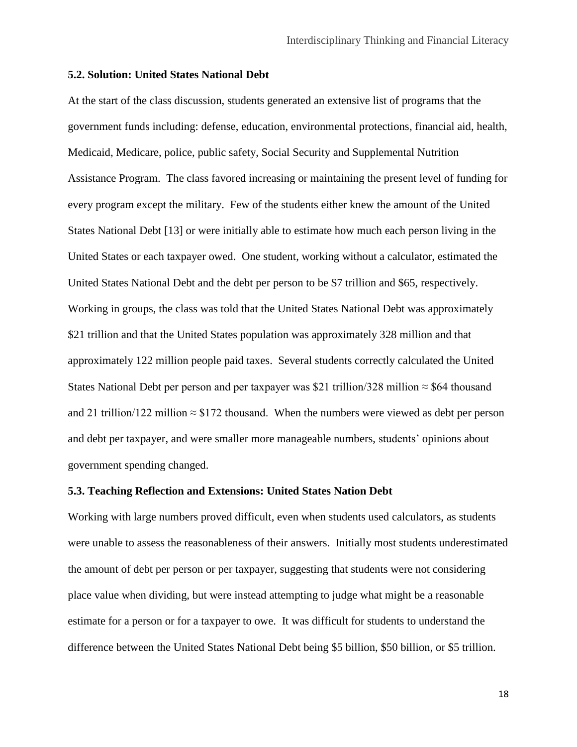### 5.2. Solution: United States National Debt

At the start of the class discussion, students generated an extensive list of programs that the government funds including: defense, education, environmental protections, financial aid, health, Medicaid, Medicare, police, public safety, Social Security and Supplemental Nutrition Assistance Program. The class favored increasing or maintaining the present level of funding for every program except the military. Few of the students either knew the amount of the United States National Debt [13] or were initially able to estimate how much each person living in the United States or each taxpayer owed. One student, working without a calculator, estimated the United States National Debt and the debt per person to be \$7 trillion and \$65, respectively. Working in groups, the class was told that the United States National Debt was approximately \$21 trillion and that the United States population was approximately 328 million and that approximately 122 million people paid taxes. Several students correctly calculated the United States National Debt per person and per taxpayer was \$21 trillion/328 million $\approx$ \$64 thousand and 21 trillion/122 million $\approx$ \$172 thousand. When the numbers were viewed as debt per person and debt per taxpayer, and were smaller more manageable numbers, students' opinions about government spending changed.

### 5.3. Teaching Reflection and Extensions: United States Nation Debt

Working with large numbers proved difficult, even when students used calculators, as students were unable to assess the reasonableness of their answers. Initially most students underestimated the amount of debt per person or per taxpayer, suggesting that students were not considering place value when dividing, but were instead attempting to judge what might be a reasonable estimate for a person or for a taxpayer to owe. It was difficult for students to understand the difference between the United States National Debt being \$5 billion, \$50 billion, or \$5 trillion.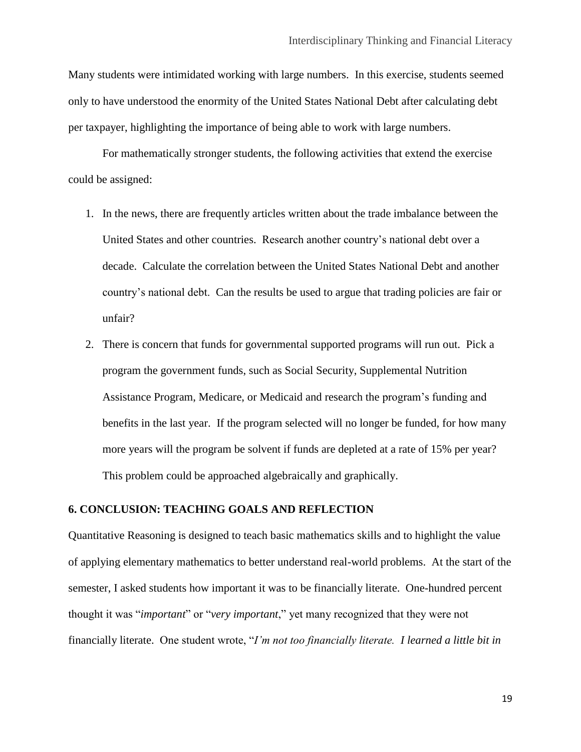Many students were intimidated working with large numbers. In this exercise, students seemed only to have understood the enormity of the United States National Debt after calculating debt per taxpayer, highlighting the importance of being able to work with large numbers.

For mathematically stronger students, the following activities that extend the exercise could be assigned:

1. In the news, there are frequently articles written about the trade imbalance between the United States and other countries. Research another country's national debt over a decade. Calculate the correlation between the United States National Debt and another country's national debt. Can the results be used to argue that trading policies are fair or unfair?
2. There is concern that funds for governmental supported programs will run out. Pick a program the government funds, such as Social Security, Supplemental Nutrition Assistance Program, Medicare, or Medicaid and research the program's funding and benefits in the last year. If the program selected will no longer be funded, for how many more years will the program be solvent if funds are depleted at a rate of 15% per year? This problem could be approached algebraically and graphically.

## 6. CONCLUSION: TEACHING GOALS AND REFLECTION

Quantitative Reasoning is designed to teach basic mathematics skills and to highlight the value of applying elementary mathematics to better understand real-world problems. At the start of the semester, I asked students how important it was to be financially literate. One-hundred percent thought it was "*important*" or "*very important*," yet many recognized that they were not financially literate. One student wrote, "*I'm not too financially literate. I learned a little bit in*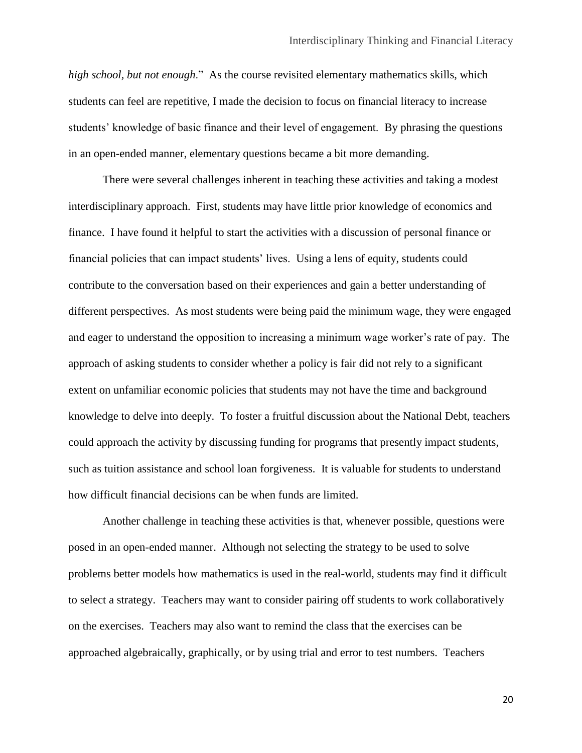*high school, but not enough.*"  As the course revisited elementary mathematics skills, which students can feel are repetitive, I made the decision to focus on financial literacy to increase students' knowledge of basic finance and their level of engagement.  By phrasing the questions in an open-ended manner, elementary questions became a bit more demanding.

There were several challenges inherent in teaching these activities and taking a modest interdisciplinary approach.  First, students may have little prior knowledge of economics and finance.  I have found it helpful to start the activities with a discussion of personal finance or financial policies that can impact students' lives.  Using a lens of equity, students could contribute to the conversation based on their experiences and gain a better understanding of different perspectives.  As most students were being paid the minimum wage, they were engaged and eager to understand the opposition to increasing a minimum wage worker's rate of pay.  The approach of asking students to consider whether a policy is fair did not rely to a significant extent on unfamiliar economic policies that students may not have the time and background knowledge to delve into deeply.  To foster a fruitful discussion about the National Debt, teachers could approach the activity by discussing funding for programs that presently impact students, such as tuition assistance and school loan forgiveness.  It is valuable for students to understand how difficult financial decisions can be when funds are limited.

Another challenge in teaching these activities is that, whenever possible, questions were posed in an open-ended manner.  Although not selecting the strategy to be used to solve problems better models how mathematics is used in the real-world, students may find it difficult to select a strategy.  Teachers may want to consider pairing off students to work collaboratively on the exercises.  Teachers may also want to remind the class that the exercises can be approached algebraically, graphically, or by using trial and error to test numbers.  Teachers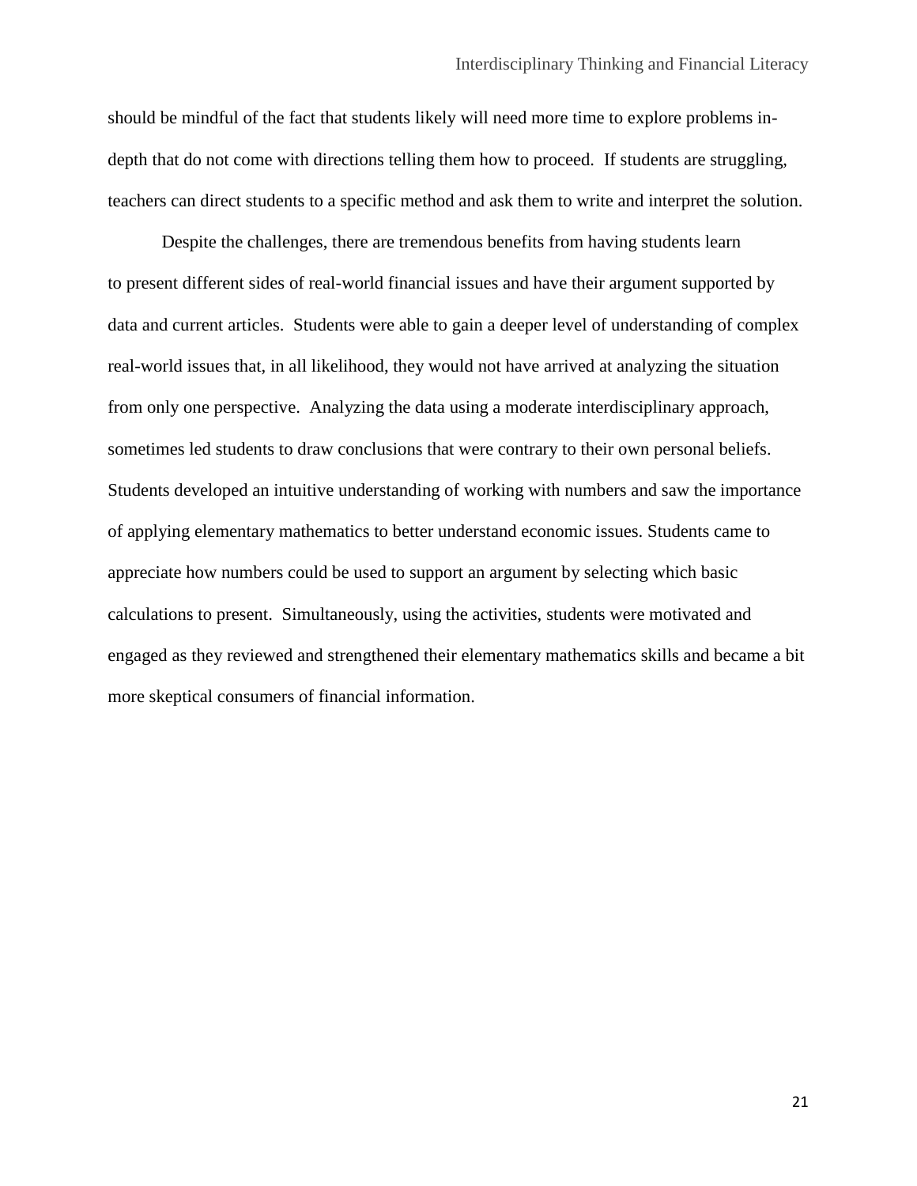should be mindful of the fact that students likely will need more time to explore problems in-depth that do not come with directions telling them how to proceed. If students are struggling, teachers can direct students to a specific method and ask them to write and interpret the solution.

Despite the challenges, there are tremendous benefits from having students learn to present different sides of real-world financial issues and have their argument supported by data and current articles. Students were able to gain a deeper level of understanding of complex real-world issues that, in all likelihood, they would not have arrived at analyzing the situation from only one perspective. Analyzing the data using a moderate interdisciplinary approach, sometimes led students to draw conclusions that were contrary to their own personal beliefs. Students developed an intuitive understanding of working with numbers and saw the importance of applying elementary mathematics to better understand economic issues. Students came to appreciate how numbers could be used to support an argument by selecting which basic calculations to present. Simultaneously, using the activities, students were motivated and engaged as they reviewed and strengthened their elementary mathematics skills and became a bit more skeptical consumers of financial information.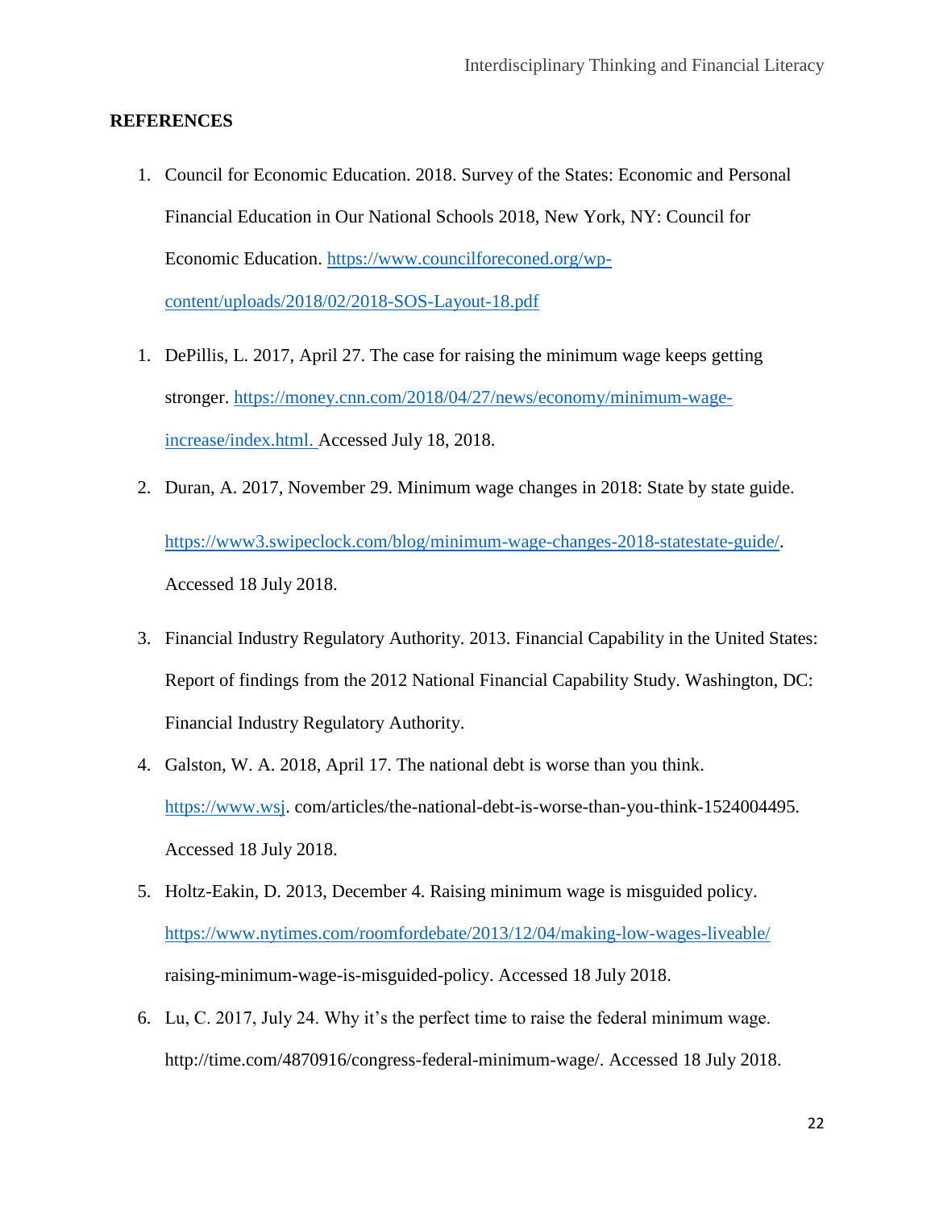## REFERENCES

1. Council for Economic Education. 2018. Survey of the States: Economic and Personal Financial Education in Our National Schools 2018, New York, NY: Council for Economic Education. https://www.councilforeconed.org/wp-content/uploads/2018/02/2018-SOS-Layout-18.pdf

1. DePillis, L. 2017, April 27. The case for raising the minimum wage keeps getting stronger. https://money.cnn.com/2018/04/27/news/economy/minimum-wage-increase/index.html. Accessed July 18, 2018.

2. Duran, A. 2017, November 29. Minimum wage changes in 2018: State by state guide. https://www3.swipeclock.com/blog/minimum-wage-changes-2018-statestate-guide/. Accessed 18 July 2018.

3. Financial Industry Regulatory Authority. 2013. Financial Capability in the United States: Report of findings from the 2012 National Financial Capability Study. Washington, DC: Financial Industry Regulatory Authority.

4. Galston, W. A. 2018, April 17. The national debt is worse than you think. https://www.wsj. com/articles/the-national-debt-is-worse-than-you-think-1524004495. Accessed 18 July 2018.

5. Holtz-Eakin, D. 2013, December 4. Raising minimum wage is misguided policy. https://www.nytimes.com/roomfordebate/2013/12/04/making-low-wages-liveable/ raising-minimum-wage-is-misguided-policy. Accessed 18 July 2018.

6. Lu, C. 2017, July 24. Why it's the perfect time to raise the federal minimum wage. http://time.com/4870916/congress-federal-minimum-wage/. Accessed 18 July 2018.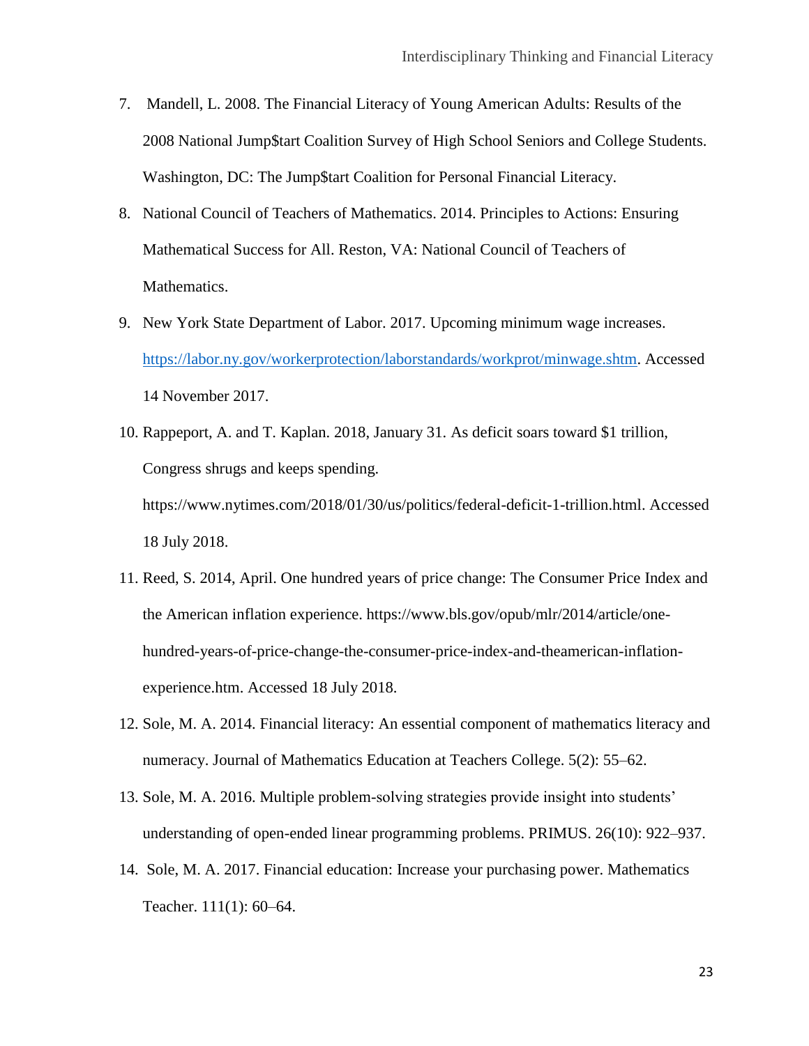7. Mandell, L. 2008. The Financial Literacy of Young American Adults: Results of the 2008 National Jump$tart Coalition Survey of High School Seniors and College Students. Washington, DC: The Jump$tart Coalition for Personal Financial Literacy.
8. National Council of Teachers of Mathematics. 2014. Principles to Actions: Ensuring Mathematical Success for All. Reston, VA: National Council of Teachers of Mathematics.
9. New York State Department of Labor. 2017. Upcoming minimum wage increases. https://labor.ny.gov/workerprotection/laborstandards/workprot/minwage.shtm. Accessed 14 November 2017.
10. Rappeport, A. and T. Kaplan. 2018, January 31. As deficit soars toward $1 trillion, Congress shrugs and keeps spending. https://www.nytimes.com/2018/01/30/us/politics/federal-deficit-1-trillion.html. Accessed 18 July 2018.
11. Reed, S. 2014, April. One hundred years of price change: The Consumer Price Index and the American inflation experience. https://www.bls.gov/opub/mlr/2014/article/one-hundred-years-of-price-change-the-consumer-price-index-and-theamerican-inflation-experience.htm. Accessed 18 July 2018.
12. Sole, M. A. 2014. Financial literacy: An essential component of mathematics literacy and numeracy. Journal of Mathematics Education at Teachers College. 5(2): 55–62.
13. Sole, M. A. 2016. Multiple problem-solving strategies provide insight into students' understanding of open-ended linear programming problems. PRIMUS. 26(10): 922–937.
14. Sole, M. A. 2017. Financial education: Increase your purchasing power. Mathematics Teacher. 111(1): 60–64.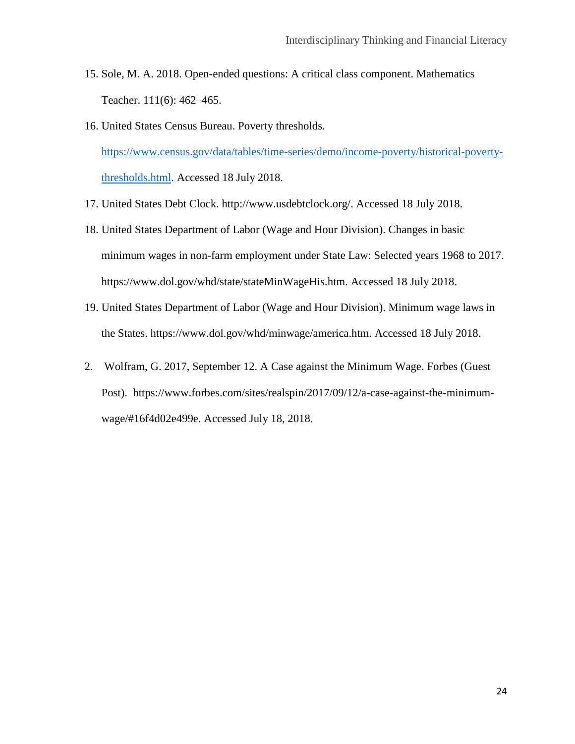15. Sole, M. A. 2018. Open-ended questions: A critical class component. Mathematics Teacher. 111(6): 462–465.
16. United States Census Bureau. Poverty thresholds. https://www.census.gov/data/tables/time-series/demo/income-poverty/historical-poverty-thresholds.html. Accessed 18 July 2018.
17. United States Debt Clock. http://www.usdebtclock.org/. Accessed 18 July 2018.
18. United States Department of Labor (Wage and Hour Division). Changes in basic minimum wages in non-farm employment under State Law: Selected years 1968 to 2017. https://www.dol.gov/whd/state/stateMinWageHis.htm. Accessed 18 July 2018.
19. United States Department of Labor (Wage and Hour Division). Minimum wage laws in the States. https://www.dol.gov/whd/minwage/america.htm. Accessed 18 July 2018.

2. Wolfram, G. 2017, September 12. A Case against the Minimum Wage. Forbes (Guest Post). https://www.forbes.com/sites/realspin/2017/09/12/a-case-against-the-minimum-wage/#16f4d02e499e. Accessed July 18, 2018.